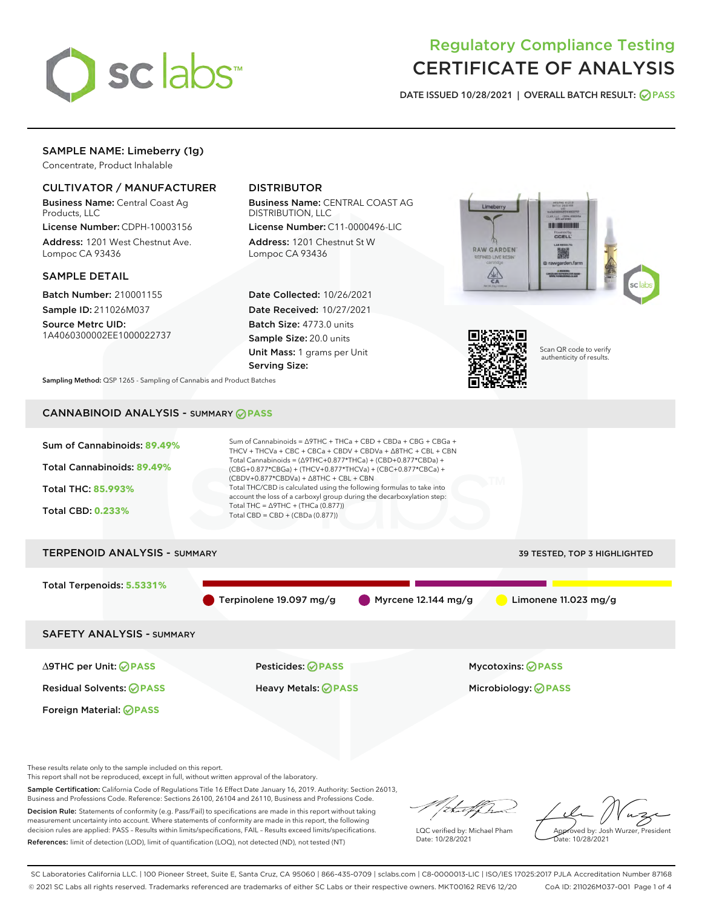# Regulatory Compliance Testing
# CERTIFICATE OF ANALYSIS

DATE ISSUED 10/28/2021 | OVERALL BATCH RESULT: PASS

## SAMPLE NAME: Limeberry (1g)

Concentrate, Product Inhalable

### CULTIVATOR / MANUFACTURER

**Business Name:** Central Coast Ag Products, LLC

**License Number:** CDPH-10003156

**Address:** 1201 West Chestnut Ave. Lompoc CA 93436

### DISTRIBUTOR

**Business Name:** CENTRAL COAST AG DISTRIBUTION, LLC

**License Number:** C11-0000496-LIC

**Address:** 1201 Chestnut St W Lompoc CA 93436

### SAMPLE DETAIL

**Batch Number:** 210001155

**Sample ID:** 211026M037

**Source Metrc UID:** 1A4060300002EE1000022737

**Date Collected:** 10/26/2021

**Date Received:** 10/27/2021

**Batch Size:** 4773.0 units

**Sample Size:** 20.0 units

**Unit Mass:** 1 grams per Unit

**Serving Size:**

Scan QR code to verify authenticity of results.

**Sampling Method:** QSP 1265 - Sampling of Cannabis and Product Batches

## CANNABINOID ANALYSIS - SUMMARY PASS

Sum of Cannabinoids: **89.49%**

Total Cannabinoids: **89.49%**

Total THC: **85.993%**

Total CBD: **0.233%**

Sum of Cannabinoids = Δ9THC + THCa + CBD + CBDa + CBG + CBGa + THCV + THCVa + CBC + CBCa + CBDV + CBDVa + Δ8THC + CBL + CBN

Total Cannabinoids = (Δ9THC+0.877*THCa) + (CBD+0.877*CBDa) + (CBG+0.877*CBGa) + (THCV+0.877*THCVa) + (CBC+0.877*CBCa) + (CBDV+0.877*CBDVa) + Δ8THC + CBL + CBN

Total THC/CBD is calculated using the following formulas to take into account the loss of a carboxyl group during the decarboxylation step:

Total THC = Δ9THC + (THCa (0.877))

Total CBD = CBD + (CBDa (0.877))

## TERPENOID ANALYSIS - SUMMARY

39 TESTED, TOP 3 HIGHLIGHTED

Total Terpenoids: **5.5331%**

Terpinolene 19.097 mg/g

Myrcene 12.144 mg/g

Limonene 11.023 mg/g

## SAFETY ANALYSIS - SUMMARY

| | | |
|---|---|---|
| Δ9THC per Unit: PASS | Pesticides: PASS | Mycotoxins: PASS |
| Residual Solvents: PASS | Heavy Metals: PASS | Microbiology: PASS |
| Foreign Material: PASS | | |

These results relate only to the sample included on this report.
This report shall not be reproduced, except in full, without written approval of the laboratory.

**Sample Certification:** California Code of Regulations Title 16 Effect Date January 16, 2019. Authority: Section 26013, Business and Professions Code. Reference: Sections 26100, 26104 and 26110, Business and Professions Code.

**Decision Rule:** Statements of conformity (e.g. Pass/Fail) to specifications are made in this report without taking measurement uncertainty into account. Where statements of conformity are made in this report, the following decision rules are applied: PASS – Results within limits/specifications, FAIL – Results exceed limits/specifications.

**References:** limit of detection (LOD), limit of quantification (LOQ), not detected (ND), not tested (NT)

LQC verified by: Michael Pham
Date: 10/28/2021

Approved by: Josh Wurzer, President
Date: 10/28/2021

SC Laboratories California LLC. | 100 Pioneer Street, Suite E, Santa Cruz, CA 95060 | 866-435-0709 | sclabs.com | C8-0000013-LIC | ISO/IES 17025:2017 PJLA Accreditation Number 87168
© 2021 SC Labs all rights reserved. Trademarks referenced are trademarks of either SC Labs or their respective owners. MKT00162 REV6 12/20 CoA ID: 211026M037-001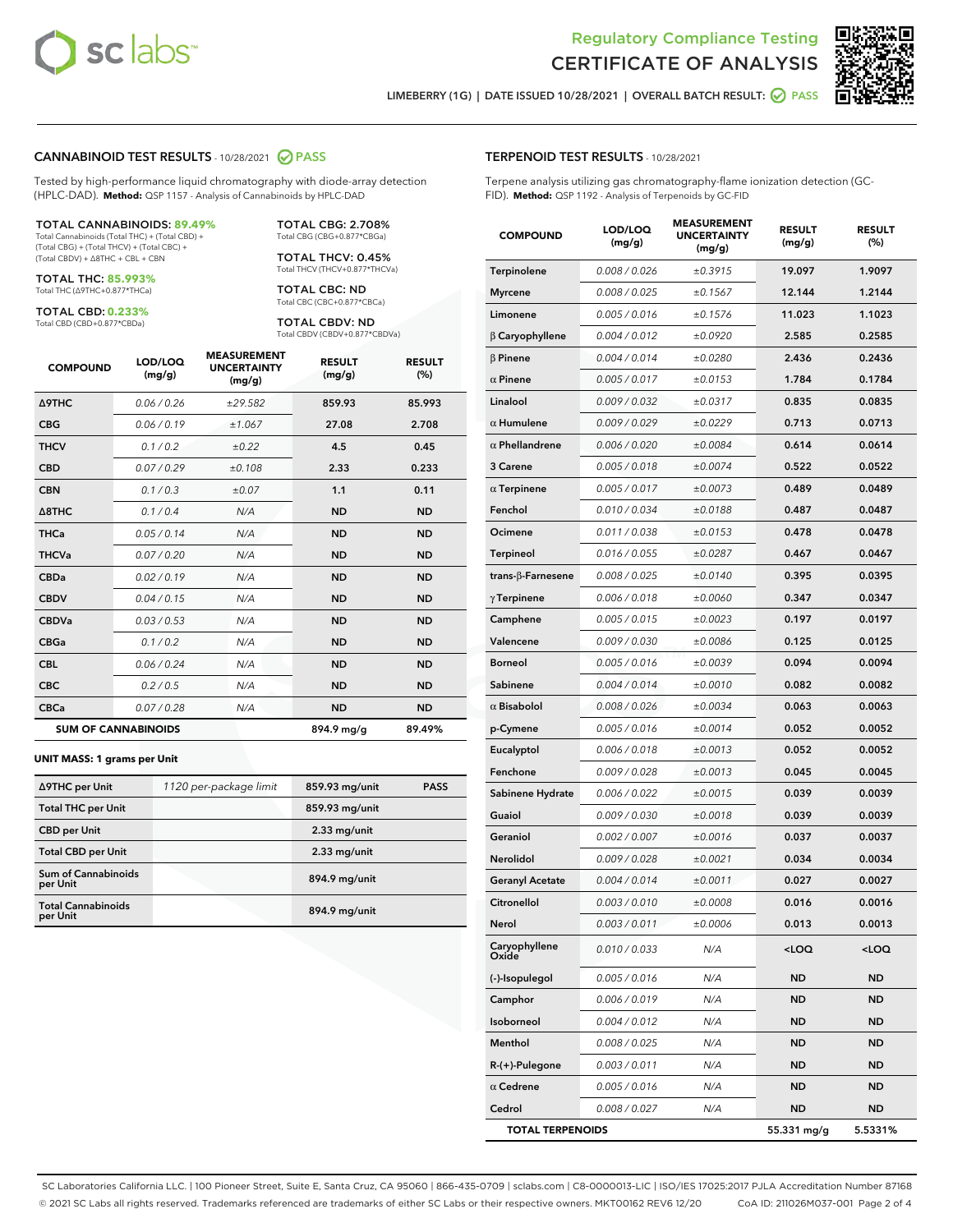# Regulatory Compliance Testing
# CERTIFICATE OF ANALYSIS

LIMEBERRY (1G) | DATE ISSUED 10/28/2021 | OVERALL BATCH RESULT: PASS

## CANNABINOID TEST RESULTS - 10/28/2021 PASS

Tested by high-performance liquid chromatography with diode-array detection (HPLC-DAD). **Method:** QSP 1157 - Analysis of Cannabinoids by HPLC-DAD

**TOTAL CANNABINOIDS: 89.49%**
Total Cannabinoids (Total THC) + (Total CBD) + (Total CBG) + (Total THCV) + (Total CBC) + (Total CBDV) + Δ8THC + CBL + CBN

**TOTAL THC: 85.993%**
Total THC (Δ9THC+0.877*THCa)

**TOTAL CBD: 0.233%**
Total CBD (CBD+0.877*CBDa)

**TOTAL CBG: 2.708%**
Total CBG (CBG+0.877*CBGa)

**TOTAL THCV: 0.45%**
Total THCV (THCV+0.877*THCVa)

**TOTAL CBC: ND**
Total CBC (CBC+0.877*CBCa)

**TOTAL CBDV: ND**
Total CBDV (CBDV+0.877*CBDVa)

| COMPOUND | LOD/LOQ (mg/g) | MEASUREMENT UNCERTAINTY (mg/g) | RESULT (mg/g) | RESULT (%) |
|---|---|---|---|---|
| Δ9THC | 0.06 / 0.26 | ±29.582 | 859.93 | 85.993 |
| CBG | 0.06 / 0.19 | ±1.067 | 27.08 | 2.708 |
| THCV | 0.1 / 0.2 | ±0.22 | 4.5 | 0.45 |
| CBD | 0.07 / 0.29 | ±0.108 | 2.33 | 0.233 |
| CBN | 0.1 / 0.3 | ±0.07 | 1.1 | 0.11 |
| Δ8THC | 0.1 / 0.4 | N/A | ND | ND |
| THCa | 0.05 / 0.14 | N/A | ND | ND |
| THCVa | 0.07 / 0.20 | N/A | ND | ND |
| CBDa | 0.02 / 0.19 | N/A | ND | ND |
| CBDV | 0.04 / 0.15 | N/A | ND | ND |
| CBDVa | 0.03 / 0.53 | N/A | ND | ND |
| CBGa | 0.1 / 0.2 | N/A | ND | ND |
| CBL | 0.06 / 0.24 | N/A | ND | ND |
| CBC | 0.2 / 0.5 | N/A | ND | ND |
| CBCa | 0.07 / 0.28 | N/A | ND | ND |
| **SUM OF CANNABINOIDS** | | | 894.9 mg/g | 89.49% |

**UNIT MASS: 1 grams per Unit**

| | | | |
|---|---|---|---|
| Δ9THC per Unit | 1120 per-package limit | 859.93 mg/unit | PASS |
| Total THC per Unit | | 859.93 mg/unit | |
| CBD per Unit | | 2.33 mg/unit | |
| Total CBD per Unit | | 2.33 mg/unit | |
| Sum of Cannabinoids per Unit | | 894.9 mg/unit | |
| Total Cannabinoids per Unit | | 894.9 mg/unit | |

## TERPENOID TEST RESULTS - 10/28/2021

Terpene analysis utilizing gas chromatography-flame ionization detection (GC-FID). **Method:** QSP 1192 - Analysis of Terpenoids by GC-FID

| COMPOUND | LOD/LOQ (mg/g) | MEASUREMENT UNCERTAINTY (mg/g) | RESULT (mg/g) | RESULT (%) |
|---|---|---|---|---|
| Terpinolene | 0.008 / 0.026 | ±0.3915 | 19.097 | 1.9097 |
| Myrcene | 0.008 / 0.025 | ±0.1567 | 12.144 | 1.2144 |
| Limonene | 0.005 / 0.016 | ±0.1576 | 11.023 | 1.1023 |
| β Caryophyllene | 0.004 / 0.012 | ±0.0920 | 2.585 | 0.2585 |
| β Pinene | 0.004 / 0.014 | ±0.0280 | 2.436 | 0.2436 |
| α Pinene | 0.005 / 0.017 | ±0.0153 | 1.784 | 0.1784 |
| Linalool | 0.009 / 0.032 | ±0.0317 | 0.835 | 0.0835 |
| α Humulene | 0.009 / 0.029 | ±0.0229 | 0.713 | 0.0713 |
| α Phellandrene | 0.006 / 0.020 | ±0.0084 | 0.614 | 0.0614 |
| 3 Carene | 0.005 / 0.018 | ±0.0074 | 0.522 | 0.0522 |
| α Terpinene | 0.005 / 0.017 | ±0.0073 | 0.489 | 0.0489 |
| Fenchol | 0.010 / 0.034 | ±0.0188 | 0.487 | 0.0487 |
| Ocimene | 0.011 / 0.038 | ±0.0153 | 0.478 | 0.0478 |
| Terpineol | 0.016 / 0.055 | ±0.0287 | 0.467 | 0.0467 |
| trans-β-Farnesene | 0.008 / 0.025 | ±0.0140 | 0.395 | 0.0395 |
| γ Terpinene | 0.006 / 0.018 | ±0.0060 | 0.347 | 0.0347 |
| Camphene | 0.005 / 0.015 | ±0.0023 | 0.197 | 0.0197 |
| Valencene | 0.009 / 0.030 | ±0.0086 | 0.125 | 0.0125 |
| Borneol | 0.005 / 0.016 | ±0.0039 | 0.094 | 0.0094 |
| Sabinene | 0.004 / 0.014 | ±0.0010 | 0.082 | 0.0082 |
| α Bisabolol | 0.008 / 0.026 | ±0.0034 | 0.063 | 0.0063 |
| p-Cymene | 0.005 / 0.016 | ±0.0014 | 0.052 | 0.0052 |
| Eucalyptol | 0.006 / 0.018 | ±0.0013 | 0.052 | 0.0052 |
| Fenchone | 0.009 / 0.028 | ±0.0013 | 0.045 | 0.0045 |
| Sabinene Hydrate | 0.006 / 0.022 | ±0.0015 | 0.039 | 0.0039 |
| Guaiol | 0.009 / 0.030 | ±0.0018 | 0.039 | 0.0039 |
| Geraniol | 0.002 / 0.007 | ±0.0016 | 0.037 | 0.0037 |
| Nerolidol | 0.009 / 0.028 | ±0.0021 | 0.034 | 0.0034 |
| Geranyl Acetate | 0.004 / 0.014 | ±0.0011 | 0.027 | 0.0027 |
| Citronellol | 0.003 / 0.010 | ±0.0008 | 0.016 | 0.0016 |
| Nerol | 0.003 / 0.011 | ±0.0006 | 0.013 | 0.0013 |
| Caryophyllene Oxide | 0.010 / 0.033 | N/A | <LOQ | <LOQ |
| (-)-Isopulegol | 0.005 / 0.016 | N/A | ND | ND |
| Camphor | 0.006 / 0.019 | N/A | ND | ND |
| Isoborneol | 0.004 / 0.012 | N/A | ND | ND |
| Menthol | 0.008 / 0.025 | N/A | ND | ND |
| R-(+)-Pulegone | 0.003 / 0.011 | N/A | ND | ND |
| α Cedrene | 0.005 / 0.016 | N/A | ND | ND |
| Cedrol | 0.008 / 0.027 | N/A | ND | ND |
| **TOTAL TERPENOIDS** | | | 55.331 mg/g | 5.5331% |

SC Laboratories California LLC. | 100 Pioneer Street, Suite E, Santa Cruz, CA 95060 | 866-435-0709 | sclabs.com | C8-0000013-LIC | ISO/IES 17025:2017 PJLA Accreditation Number 87168
© 2021 SC Labs all rights reserved. Trademarks referenced are trademarks of either SC Labs or their respective owners. MKT00162 REV6 12/20 CoA ID: 211026M037-001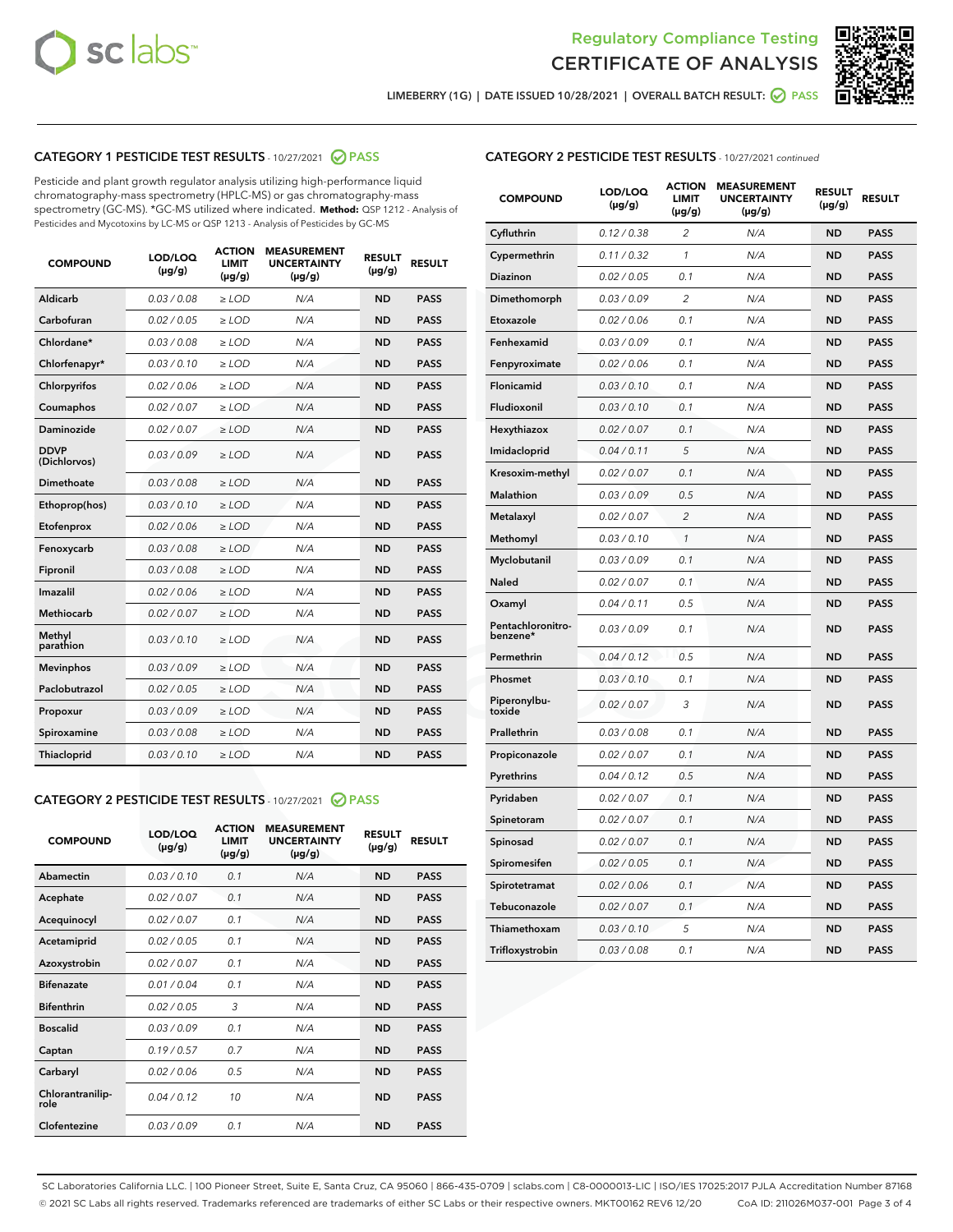Regulatory Compliance Testing
# CERTIFICATE OF ANALYSIS

LIMEBERRY (1G) | DATE ISSUED 10/28/2021 | OVERALL BATCH RESULT: PASS

## CATEGORY 1 PESTICIDE TEST RESULTS - 10/27/2021 PASS

Pesticide and plant growth regulator analysis utilizing high-performance liquid chromatography-mass spectrometry (HPLC-MS) or gas chromatography-mass spectrometry (GC-MS). *GC-MS utilized where indicated. **Method:** QSP 1212 - Analysis of Pesticides and Mycotoxins by LC-MS or QSP 1213 - Analysis of Pesticides by GC-MS

| COMPOUND | LOD/LOQ (µg/g) | ACTION LIMIT (µg/g) | MEASUREMENT UNCERTAINTY (µg/g) | RESULT (µg/g) | RESULT |
|---|---|---|---|---|---|
| Aldicarb | 0.03 / 0.08 | ≥ LOD | N/A | ND | PASS |
| Carbofuran | 0.02 / 0.05 | ≥ LOD | N/A | ND | PASS |
| Chlordane* | 0.03 / 0.08 | ≥ LOD | N/A | ND | PASS |
| Chlorfenapyr* | 0.03 / 0.10 | ≥ LOD | N/A | ND | PASS |
| Chlorpyrifos | 0.02 / 0.06 | ≥ LOD | N/A | ND | PASS |
| Coumaphos | 0.02 / 0.07 | ≥ LOD | N/A | ND | PASS |
| Daminozide | 0.02 / 0.07 | ≥ LOD | N/A | ND | PASS |
| DDVP (Dichlorvos) | 0.03 / 0.09 | ≥ LOD | N/A | ND | PASS |
| Dimethoate | 0.03 / 0.08 | ≥ LOD | N/A | ND | PASS |
| Ethoprop(hos) | 0.03 / 0.10 | ≥ LOD | N/A | ND | PASS |
| Etofenprox | 0.02 / 0.06 | ≥ LOD | N/A | ND | PASS |
| Fenoxycarb | 0.03 / 0.08 | ≥ LOD | N/A | ND | PASS |
| Fipronil | 0.03 / 0.08 | ≥ LOD | N/A | ND | PASS |
| Imazalil | 0.02 / 0.06 | ≥ LOD | N/A | ND | PASS |
| Methiocarb | 0.02 / 0.07 | ≥ LOD | N/A | ND | PASS |
| Methyl parathion | 0.03 / 0.10 | ≥ LOD | N/A | ND | PASS |
| Mevinphos | 0.03 / 0.09 | ≥ LOD | N/A | ND | PASS |
| Paclobutrazol | 0.02 / 0.05 | ≥ LOD | N/A | ND | PASS |
| Propoxur | 0.03 / 0.09 | ≥ LOD | N/A | ND | PASS |
| Spiroxamine | 0.03 / 0.08 | ≥ LOD | N/A | ND | PASS |
| Thiacloprid | 0.03 / 0.10 | ≥ LOD | N/A | ND | PASS |

## CATEGORY 2 PESTICIDE TEST RESULTS - 10/27/2021 PASS

| COMPOUND | LOD/LOQ (µg/g) | ACTION LIMIT (µg/g) | MEASUREMENT UNCERTAINTY (µg/g) | RESULT (µg/g) | RESULT |
|---|---|---|---|---|---|
| Abamectin | 0.03 / 0.10 | 0.1 | N/A | ND | PASS |
| Acephate | 0.02 / 0.07 | 0.1 | N/A | ND | PASS |
| Acequinocyl | 0.02 / 0.07 | 0.1 | N/A | ND | PASS |
| Acetamiprid | 0.02 / 0.05 | 0.1 | N/A | ND | PASS |
| Azoxystrobin | 0.02 / 0.07 | 0.1 | N/A | ND | PASS |
| Bifenazate | 0.01 / 0.04 | 0.1 | N/A | ND | PASS |
| Bifenthrin | 0.02 / 0.05 | 3 | N/A | ND | PASS |
| Boscalid | 0.03 / 0.09 | 0.1 | N/A | ND | PASS |
| Captan | 0.19 / 0.57 | 0.7 | N/A | ND | PASS |
| Carbaryl | 0.02 / 0.06 | 0.5 | N/A | ND | PASS |
| Chlorantraniliprole | 0.04 / 0.12 | 10 | N/A | ND | PASS |
| Clofentezine | 0.03 / 0.09 | 0.1 | N/A | ND | PASS |
| Cyfluthrin | 0.12 / 0.38 | 2 | N/A | ND | PASS |
| Cypermethrin | 0.11 / 0.32 | 1 | N/A | ND | PASS |
| Diazinon | 0.02 / 0.05 | 0.1 | N/A | ND | PASS |
| Dimethomorph | 0.03 / 0.09 | 2 | N/A | ND | PASS |
| Etoxazole | 0.02 / 0.06 | 0.1 | N/A | ND | PASS |
| Fenhexamid | 0.03 / 0.09 | 0.1 | N/A | ND | PASS |
| Fenpyroximate | 0.02 / 0.06 | 0.1 | N/A | ND | PASS |
| Flonicamid | 0.03 / 0.10 | 0.1 | N/A | ND | PASS |
| Fludioxonil | 0.03 / 0.10 | 0.1 | N/A | ND | PASS |
| Hexythiazox | 0.02 / 0.07 | 0.1 | N/A | ND | PASS |
| Imidacloprid | 0.04 / 0.11 | 5 | N/A | ND | PASS |
| Kresoxim-methyl | 0.02 / 0.07 | 0.1 | N/A | ND | PASS |
| Malathion | 0.03 / 0.09 | 0.5 | N/A | ND | PASS |
| Metalaxyl | 0.02 / 0.07 | 2 | N/A | ND | PASS |
| Methomyl | 0.03 / 0.10 | 1 | N/A | ND | PASS |
| Myclobutanil | 0.03 / 0.09 | 0.1 | N/A | ND | PASS |
| Naled | 0.02 / 0.07 | 0.1 | N/A | ND | PASS |
| Oxamyl | 0.04 / 0.11 | 0.5 | N/A | ND | PASS |
| Pentachloronitrobenzene* | 0.03 / 0.09 | 0.1 | N/A | ND | PASS |
| Permethrin | 0.04 / 0.12 | 0.5 | N/A | ND | PASS |
| Phosmet | 0.03 / 0.10 | 0.1 | N/A | ND | PASS |
| Piperonylbutoxide | 0.02 / 0.07 | 3 | N/A | ND | PASS |
| Prallethrin | 0.03 / 0.08 | 0.1 | N/A | ND | PASS |
| Propiconazole | 0.02 / 0.07 | 0.1 | N/A | ND | PASS |
| Pyrethrins | 0.04 / 0.12 | 0.5 | N/A | ND | PASS |
| Pyridaben | 0.02 / 0.07 | 0.1 | N/A | ND | PASS |
| Spinetoram | 0.02 / 0.07 | 0.1 | N/A | ND | PASS |
| Spinosad | 0.02 / 0.07 | 0.1 | N/A | ND | PASS |
| Spiromesifen | 0.02 / 0.05 | 0.1 | N/A | ND | PASS |
| Spirotetramat | 0.02 / 0.06 | 0.1 | N/A | ND | PASS |
| Tebuconazole | 0.02 / 0.07 | 0.1 | N/A | ND | PASS |
| Thiamethoxam | 0.03 / 0.10 | 5 | N/A | ND | PASS |
| Trifloxystrobin | 0.03 / 0.08 | 0.1 | N/A | ND | PASS |

SC Laboratories California LLC. | 100 Pioneer Street, Suite E, Santa Cruz, CA 95060 | 866-435-0709 | sclabs.com | C8-0000013-LIC | ISO/IES 17025:2017 PJLA Accreditation Number 87168
© 2021 SC Labs all rights reserved. Trademarks referenced are trademarks of either SC Labs or their respective owners. MKT00162 REV6 12/20 CoA ID: 211026M037-001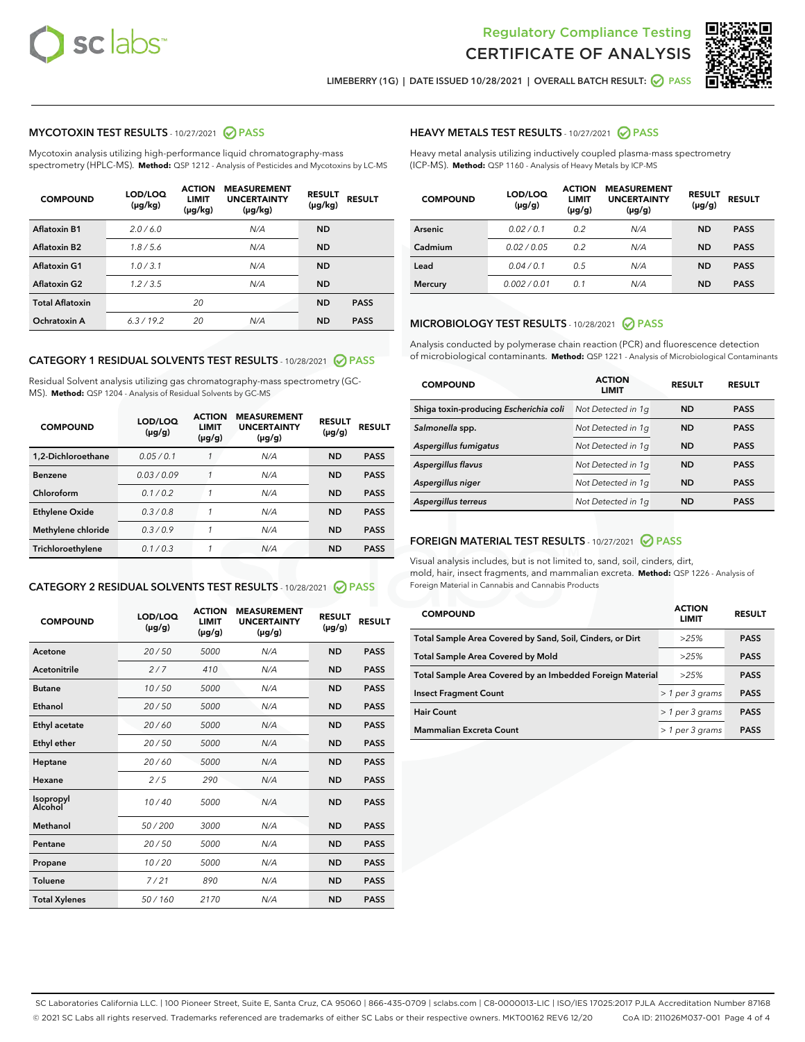Regulatory Compliance Testing

# CERTIFICATE OF ANALYSIS

LIMEBERRY (1G) | DATE ISSUED 10/28/2021 | OVERALL BATCH RESULT: PASS

## MYCOTOXIN TEST RESULTS - 10/27/2021 PASS

Mycotoxin analysis utilizing high-performance liquid chromatography-mass spectrometry (HPLC-MS). **Method:** QSP 1212 - Analysis of Pesticides and Mycotoxins by LC-MS

| COMPOUND | LOD/LOQ (µg/kg) | ACTION LIMIT (µg/kg) | MEASUREMENT UNCERTAINTY (µg/kg) | RESULT (µg/kg) | RESULT |
|---|---|---|---|---|---|
| Aflatoxin B1 | 2.0 / 6.0 | | N/A | ND | |
| Aflatoxin B2 | 1.8 / 5.6 | | N/A | ND | |
| Aflatoxin G1 | 1.0 / 3.1 | | N/A | ND | |
| Aflatoxin G2 | 1.2 / 3.5 | | N/A | ND | |
| Total Aflatoxin | | 20 | | ND | PASS |
| Ochratoxin A | 6.3 / 19.2 | 20 | N/A | ND | PASS |

## CATEGORY 1 RESIDUAL SOLVENTS TEST RESULTS - 10/28/2021 PASS

Residual Solvent analysis utilizing gas chromatography-mass spectrometry (GC-MS). **Method:** QSP 1204 - Analysis of Residual Solvents by GC-MS

| COMPOUND | LOD/LOQ (µg/g) | ACTION LIMIT (µg/g) | MEASUREMENT UNCERTAINTY (µg/g) | RESULT (µg/g) | RESULT |
|---|---|---|---|---|---|
| 1,2-Dichloroethane | 0.05 / 0.1 | 1 | N/A | ND | PASS |
| Benzene | 0.03 / 0.09 | 1 | N/A | ND | PASS |
| Chloroform | 0.1 / 0.2 | 1 | N/A | ND | PASS |
| Ethylene Oxide | 0.3 / 0.8 | 1 | N/A | ND | PASS |
| Methylene chloride | 0.3 / 0.9 | 1 | N/A | ND | PASS |
| Trichloroethylene | 0.1 / 0.3 | 1 | N/A | ND | PASS |

## CATEGORY 2 RESIDUAL SOLVENTS TEST RESULTS - 10/28/2021 PASS

| COMPOUND | LOD/LOQ (µg/g) | ACTION LIMIT (µg/g) | MEASUREMENT UNCERTAINTY (µg/g) | RESULT (µg/g) | RESULT |
|---|---|---|---|---|---|
| Acetone | 20 / 50 | 5000 | N/A | ND | PASS |
| Acetonitrile | 2 / 7 | 410 | N/A | ND | PASS |
| Butane | 10 / 50 | 5000 | N/A | ND | PASS |
| Ethanol | 20 / 50 | 5000 | N/A | ND | PASS |
| Ethyl acetate | 20 / 60 | 5000 | N/A | ND | PASS |
| Ethyl ether | 20 / 50 | 5000 | N/A | ND | PASS |
| Heptane | 20 / 60 | 5000 | N/A | ND | PASS |
| Hexane | 2 / 5 | 290 | N/A | ND | PASS |
| Isopropyl Alcohol | 10 / 40 | 5000 | N/A | ND | PASS |
| Methanol | 50 / 200 | 3000 | N/A | ND | PASS |
| Pentane | 20 / 50 | 5000 | N/A | ND | PASS |
| Propane | 10 / 20 | 5000 | N/A | ND | PASS |
| Toluene | 7 / 21 | 890 | N/A | ND | PASS |
| Total Xylenes | 50 / 160 | 2170 | N/A | ND | PASS |

## HEAVY METALS TEST RESULTS - 10/27/2021 PASS

Heavy metal analysis utilizing inductively coupled plasma-mass spectrometry (ICP-MS). **Method:** QSP 1160 - Analysis of Heavy Metals by ICP-MS

| COMPOUND | LOD/LOQ (µg/g) | ACTION LIMIT (µg/g) | MEASUREMENT UNCERTAINTY (µg/g) | RESULT (µg/g) | RESULT |
|---|---|---|---|---|---|
| Arsenic | 0.02 / 0.1 | 0.2 | N/A | ND | PASS |
| Cadmium | 0.02 / 0.05 | 0.2 | N/A | ND | PASS |
| Lead | 0.04 / 0.1 | 0.5 | N/A | ND | PASS |
| Mercury | 0.002 / 0.01 | 0.1 | N/A | ND | PASS |

## MICROBIOLOGY TEST RESULTS - 10/28/2021 PASS

Analysis conducted by polymerase chain reaction (PCR) and fluorescence detection of microbiological contaminants. **Method:** QSP 1221 - Analysis of Microbiological Contaminants

| COMPOUND | ACTION LIMIT | RESULT | RESULT |
|---|---|---|---|
| Shiga toxin-producing *Escherichia coli* | Not Detected in 1g | ND | PASS |
| *Salmonella* spp. | Not Detected in 1g | ND | PASS |
| *Aspergillus fumigatus* | Not Detected in 1g | ND | PASS |
| *Aspergillus flavus* | Not Detected in 1g | ND | PASS |
| *Aspergillus niger* | Not Detected in 1g | ND | PASS |
| *Aspergillus terreus* | Not Detected in 1g | ND | PASS |

## FOREIGN MATERIAL TEST RESULTS - 10/27/2021 PASS

Visual analysis includes, but is not limited to, sand, soil, cinders, dirt, mold, hair, insect fragments, and mammalian excreta. **Method:** QSP 1226 - Analysis of Foreign Material in Cannabis and Cannabis Products

| COMPOUND | ACTION LIMIT | RESULT |
|---|---|---|
| Total Sample Area Covered by Sand, Soil, Cinders, or Dirt | >25% | PASS |
| Total Sample Area Covered by Mold | >25% | PASS |
| Total Sample Area Covered by an Imbedded Foreign Material | >25% | PASS |
| Insect Fragment Count | > 1 per 3 grams | PASS |
| Hair Count | > 1 per 3 grams | PASS |
| Mammalian Excreta Count | > 1 per 3 grams | PASS |

SC Laboratories California LLC. | 100 Pioneer Street, Suite E, Santa Cruz, CA 95060 | 866-435-0709 | sclabs.com | C8-0000013-LIC | ISO/IES 17025:2017 PJLA Accreditation Number 87168
© 2021 SC Labs all rights reserved. Trademarks referenced are trademarks of either SC Labs or their respective owners. MKT00162 REV6 12/20 CoA ID: 211026M037-001